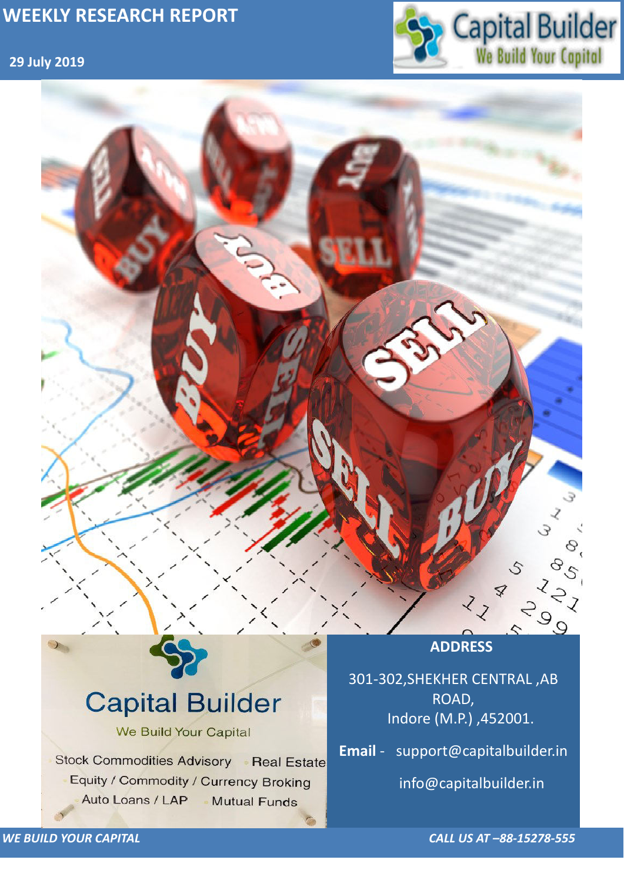# WEEKLY RESEARCH REPORT

**29 July 2019**

Capital Builder
We Build Your Capital

Capital Builder

We Build Your Capital

- Stock Commodities Advisory
- Real Estate
- Equity / Commodity / Currency Broking
- Auto Loans / LAP
- Mutual Funds

**ADDRESS**

301-302,SHEKHER CENTRAL ,AB ROAD,
Indore (M.P.) ,452001.

**Email** - support@capitalbuilder.in

info@capitalbuilder.in

*WE BUILD YOUR CAPITAL*

*CALL US AT –88-15278-555*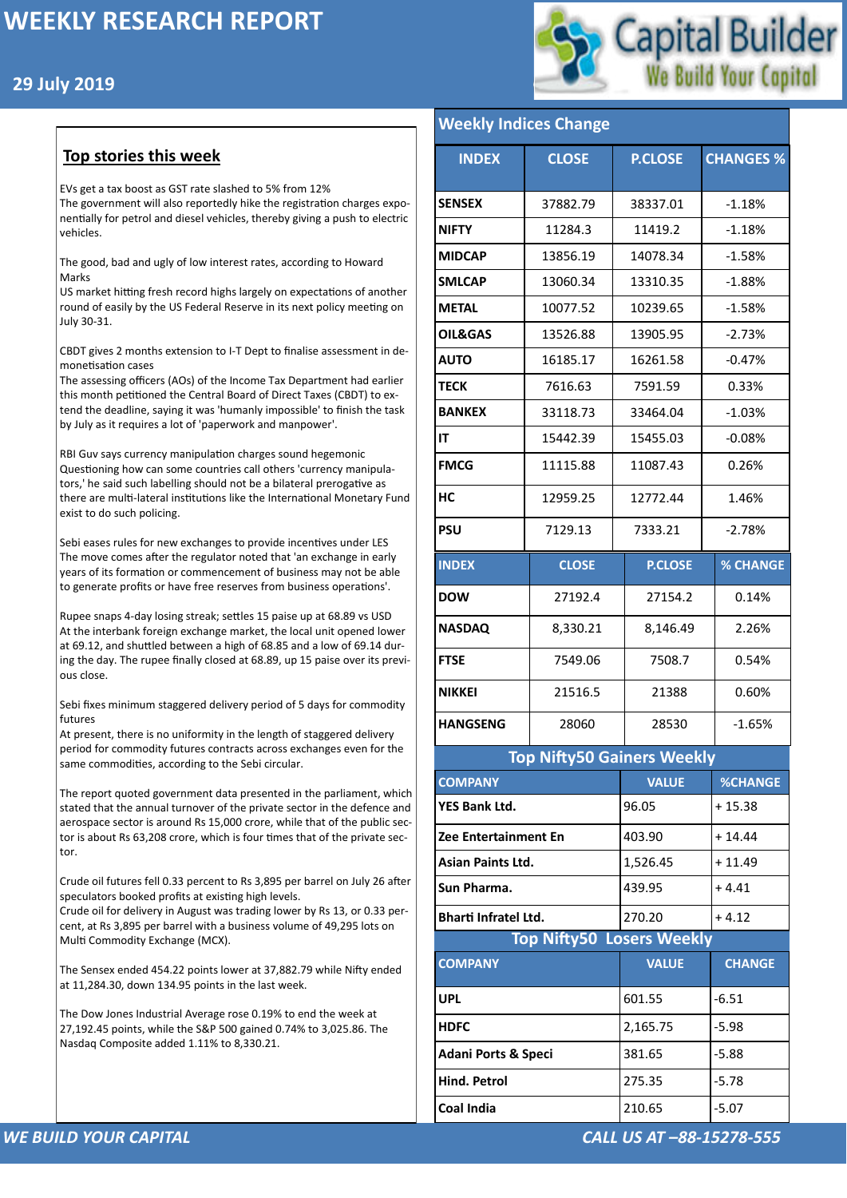# WEEKLY RESEARCH REPORT

29 July 2019

## Top stories this week

EVs get a tax boost as GST rate slashed to 5% from 12%
The government will also reportedly hike the registration charges exponentially for petrol and diesel vehicles, thereby giving a push to electric vehicles.

The good, bad and ugly of low interest rates, according to Howard Marks
US market hitting fresh record highs largely on expectations of another round of easily by the US Federal Reserve in its next policy meeting on July 30-31.

CBDT gives 2 months extension to I-T Dept to finalise assessment in demonetisation cases
The assessing officers (AOs) of the Income Tax Department had earlier this month petitioned the Central Board of Direct Taxes (CBDT) to extend the deadline, saying it was 'humanly impossible' to finish the task by July as it requires a lot of 'paperwork and manpower'.

RBI Guv says currency manipulation charges sound hegemonic
Questioning how can some countries call others 'currency manipulators,' he said such labelling should not be a bilateral prerogative as there are multi-lateral institutions like the International Monetary Fund exist to do such policing.

Sebi eases rules for new exchanges to provide incentives under LES
The move comes after the regulator noted that 'an exchange in early years of its formation or commencement of business may not be able to generate profits or have free reserves from business operations'.

Rupee snaps 4-day losing streak; settles 15 paise up at 68.89 vs USD
At the interbank foreign exchange market, the local unit opened lower at 69.12, and shuttled between a high of 68.85 and a low of 69.14 during the day. The rupee finally closed at 68.89, up 15 paise over its previous close.

Sebi fixes minimum staggered delivery period of 5 days for commodity futures
At present, there is no uniformity in the length of staggered delivery period for commodity futures contracts across exchanges even for the same commodities, according to the Sebi circular.

The report quoted government data presented in the parliament, which stated that the annual turnover of the private sector in the defence and aerospace sector is around Rs 15,000 crore, while that of the public sector is about Rs 63,208 crore, which is four times that of the private sector.

Crude oil futures fell 0.33 percent to Rs 3,895 per barrel on July 26 after speculators booked profits at existing high levels.
Crude oil for delivery in August was trading lower by Rs 13, or 0.33 percent, at Rs 3,895 per barrel with a business volume of 49,295 lots on Multi Commodity Exchange (MCX).

The Sensex ended 454.22 points lower at 37,882.79 while Nifty ended at 11,284.30, down 134.95 points in the last week.

The Dow Jones Industrial Average rose 0.19% to end the week at 27,192.45 points, while the S&P 500 gained 0.74% to 3,025.86. The Nasdaq Composite added 1.11% to 8,330.21.

## Weekly Indices Change

| INDEX | CLOSE | P.CLOSE | CHANGES % |
|---|---|---|---|
| SENSEX | 37882.79 | 38337.01 | -1.18% |
| NIFTY | 11284.3 | 11419.2 | -1.18% |
| MIDCAP | 13856.19 | 14078.34 | -1.58% |
| SMLCAP | 13060.34 | 13310.35 | -1.88% |
| METAL | 10077.52 | 10239.65 | -1.58% |
| OIL&GAS | 13526.88 | 13905.95 | -2.73% |
| AUTO | 16185.17 | 16261.58 | -0.47% |
| TECK | 7616.63 | 7591.59 | 0.33% |
| BANKEX | 33118.73 | 33464.04 | -1.03% |
| IT | 15442.39 | 15455.03 | -0.08% |
| FMCG | 11115.88 | 11087.43 | 0.26% |
| HC | 12959.25 | 12772.44 | 1.46% |
| PSU | 7129.13 | 7333.21 | -2.78% |

| INDEX | CLOSE | P.CLOSE | % CHANGE |
|---|---|---|---|
| DOW | 27192.4 | 27154.2 | 0.14% |
| NASDAQ | 8,330.21 | 8,146.49 | 2.26% |
| FTSE | 7549.06 | 7508.7 | 0.54% |
| NIKKEI | 21516.5 | 21388 | 0.60% |
| HANGSENG | 28060 | 28530 | -1.65% |

## Top Nifty50 Gainers Weekly

| COMPANY | VALUE | %CHANGE |
|---|---|---|
| YES Bank Ltd. | 96.05 | + 15.38 |
| Zee Entertainment En | 403.90 | + 14.44 |
| Asian Paints Ltd. | 1,526.45 | + 11.49 |
| Sun Pharma. | 439.95 | + 4.41 |
| Bharti Infratel Ltd. | 270.20 | + 4.12 |

## Top Nifty50 Losers Weekly

| COMPANY | VALUE | CHANGE |
|---|---|---|
| UPL | 601.55 | -6.51 |
| HDFC | 2,165.75 | -5.98 |
| Adani Ports & Speci | 381.65 | -5.88 |
| Hind. Petrol | 275.35 | -5.78 |
| Coal India | 210.65 | -5.07 |

*WE BUILD YOUR CAPITAL* — *CALL US AT –88-15278-555*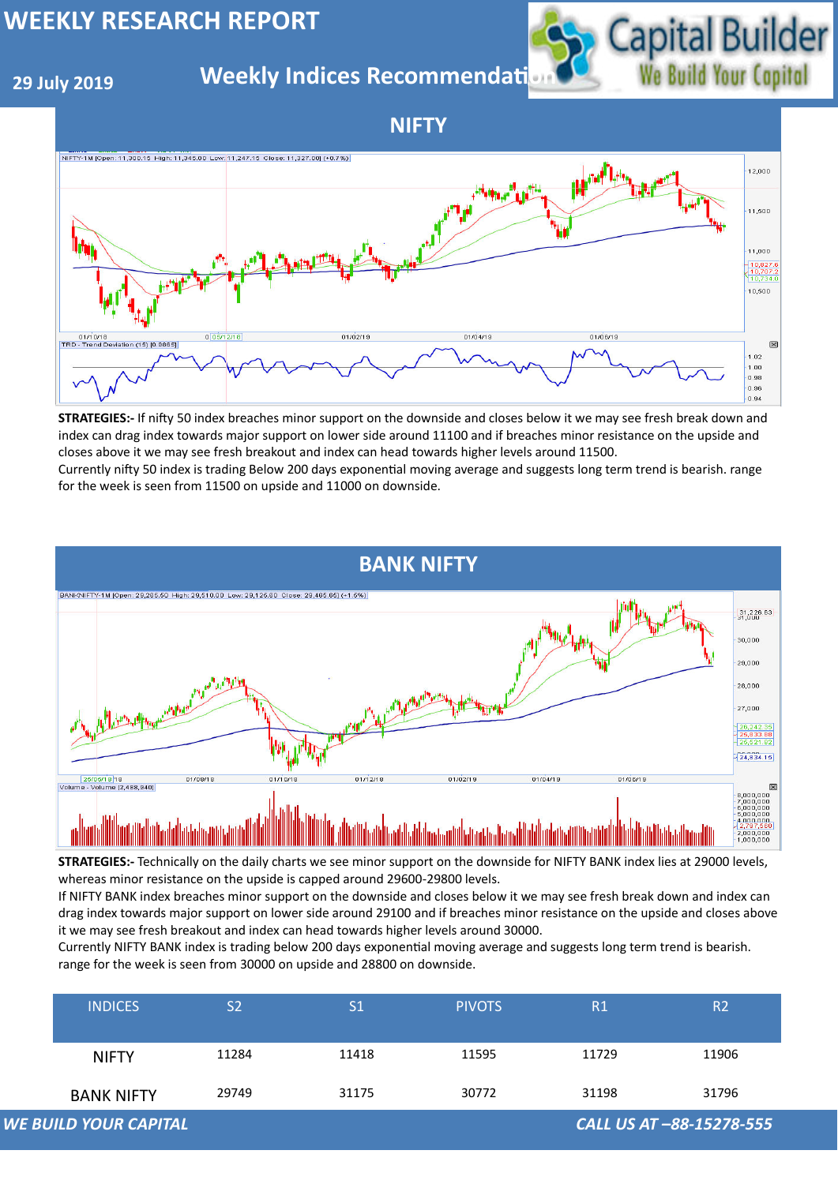# WEEKLY RESEARCH REPORT

**29 July 2019**

## Weekly Indices Recommendation

## NIFTY

**STRATEGIES:-** If nifty 50 index breaches minor support on the downside and closes below it we may see fresh break down and index can drag index towards major support on lower side around 11100 and if breaches minor resistance on the upside and closes above it we may see fresh breakout and index can head towards higher levels around 11500.

Currently nifty 50 index is trading Below 200 days exponential moving average and suggests long term trend is bearish. range for the week is seen from 11500 on upside and 11000 on downside.

## BANK NIFTY

**STRATEGIES:-** Technically on the daily charts we see minor support on the downside for NIFTY BANK index lies at 29000 levels, whereas minor resistance on the upside is capped around 29600-29800 levels.

If NIFTY BANK index breaches minor support on the downside and closes below it we may see fresh break down and index can drag index towards major support on lower side around 29100 and if breaches minor resistance on the upside and closes above it we may see fresh breakout and index can head towards higher levels around 30000.

Currently NIFTY BANK index is trading below 200 days exponential moving average and suggests long term trend is bearish. range for the week is seen from 30000 on upside and 28800 on downside.

| INDICES | S2 | S1 | PIVOTS | R1 | R2 |
|---|---|---|---|---|---|
| NIFTY | 11284 | 11418 | 11595 | 11729 | 11906 |
| BANK NIFTY | 29749 | 31175 | 30772 | 31198 | 31796 |

*WE BUILD YOUR CAPITAL* *CALL US AT –88-15278-555*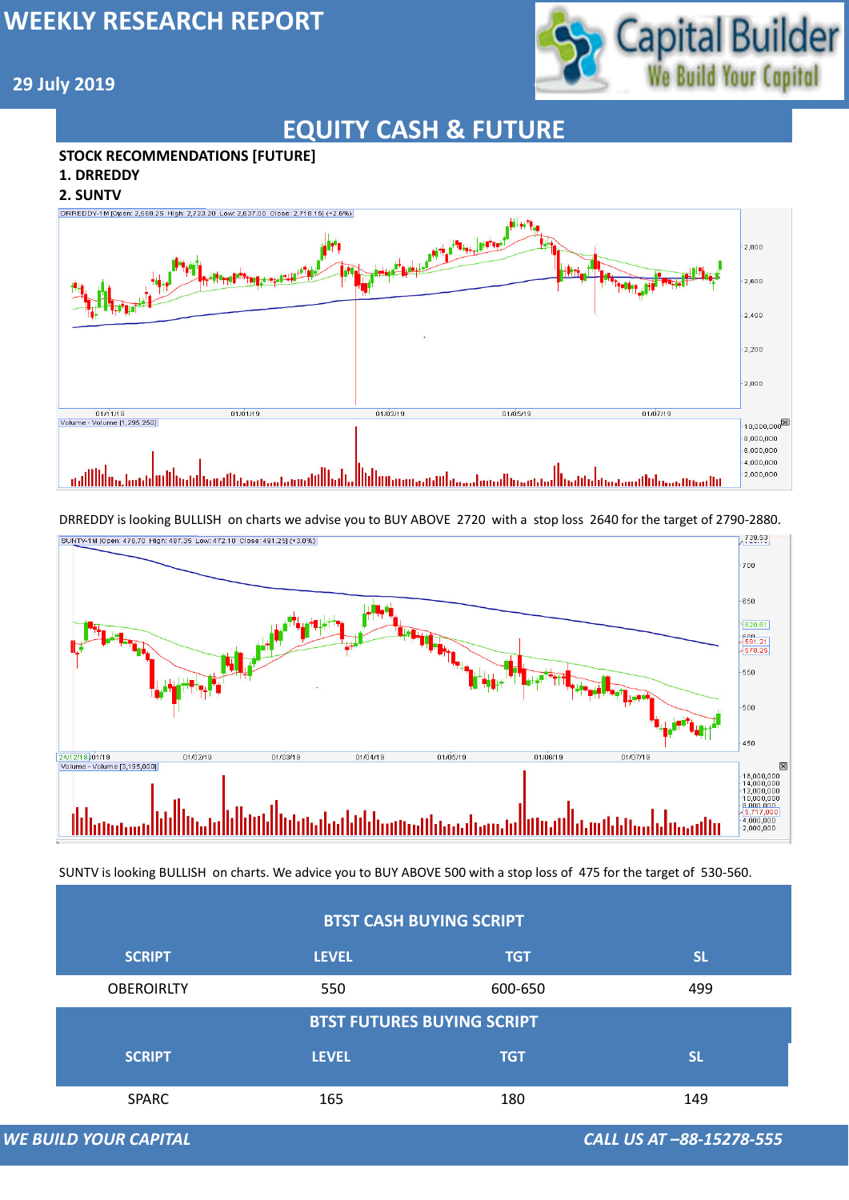# WEEKLY RESEARCH REPORT

**29 July 2019**

## EQUITY CASH & FUTURE

**STOCK RECOMMENDATIONS [FUTURE]**

**1. DRREDDY**

**2. SUNTV**

DRREDDY is looking BULLISH on charts we advise you to BUY ABOVE 2720 with a stop loss 2640 for the target of 2790-2880.

SUNTV is looking BULLISH on charts. We advice you to BUY ABOVE 500 with a stop loss of 475 for the target of 530-560.

| BTST CASH BUYING SCRIPT | | | |
|---|---|---|---|
| SCRIPT | LEVEL | TGT | SL |
| OBEROIRLTY | 550 | 600-650 | 499 |

| BTST FUTURES BUYING SCRIPT | | | |
|---|---|---|---|
| SCRIPT | LEVEL | TGT | SL |
| SPARC | 165 | 180 | 149 |

*WE BUILD YOUR CAPITAL* *CALL US AT –88-15278-555*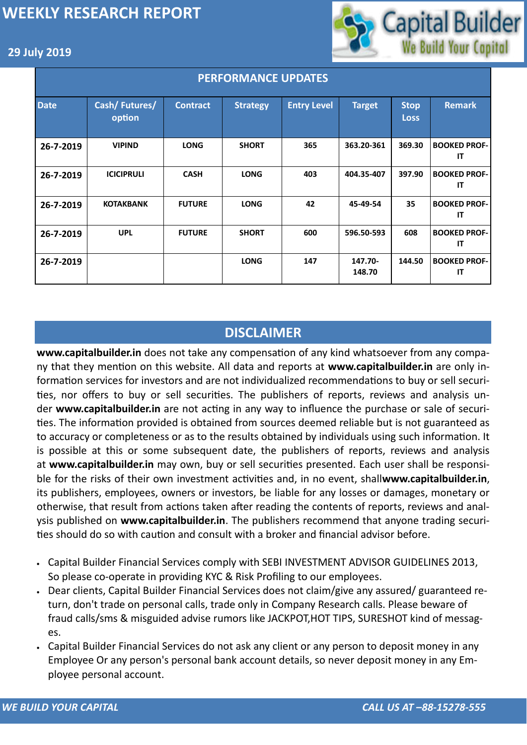# WEEKLY RESEARCH REPORT

**29 July 2019**

## PERFORMANCE UPDATES

| Date | Cash/ Futures/ option | Contract | Strategy | Entry Level | Target | Stop Loss | Remark |
|---|---|---|---|---|---|---|---|
| 26-7-2019 | VIPIND | LONG | SHORT | 365 | 363.20-361 | 369.30 | BOOKED PROFIT |
| 26-7-2019 | ICICIPRULI | CASH | LONG | 403 | 404.35-407 | 397.90 | BOOKED PROFIT |
| 26-7-2019 | KOTAKBANK | FUTURE | LONG | 42 | 45-49-54 | 35 | BOOKED PROFIT |
| 26-7-2019 | UPL | FUTURE | SHORT | 600 | 596.50-593 | 608 | BOOKED PROFIT |
| 26-7-2019 | | | LONG | 147 | 147.70-148.70 | 144.50 | BOOKED PROFIT |

## DISCLAIMER

**www.capitalbuilder.in** does not take any compensation of any kind whatsoever from any company that they mention on this website. All data and reports at **www.capitalbuilder.in** are only information services for investors and are not individualized recommendations to buy or sell securities, nor offers to buy or sell securities. The publishers of reports, reviews and analysis under **www.capitalbuilder.in** are not acting in any way to influence the purchase or sale of securities. The information provided is obtained from sources deemed reliable but is not guaranteed as to accuracy or completeness or as to the results obtained by individuals using such information. It is possible at this or some subsequent date, the publishers of reports, reviews and analysis at **www.capitalbuilder.in** may own, buy or sell securities presented. Each user shall be responsible for the risks of their own investment activities and, in no event, shall**www.capitalbuilder.in**, its publishers, employees, owners or investors, be liable for any losses or damages, monetary or otherwise, that result from actions taken after reading the contents of reports, reviews and analysis published on **www.capitalbuilder.in**. The publishers recommend that anyone trading securities should do so with caution and consult with a broker and financial advisor before.

- Capital Builder Financial Services comply with SEBI INVESTMENT ADVISOR GUIDELINES 2013, So please co-operate in providing KYC & Risk Profiling to our employees.
- Dear clients, Capital Builder Financial Services does not claim/give any assured/ guaranteed return, don't trade on personal calls, trade only in Company Research calls. Please beware of fraud calls/sms & misguided advise rumors like JACKPOT,HOT TIPS, SURESHOT kind of messages.
- Capital Builder Financial Services do not ask any client or any person to deposit money in any Employee Or any person's personal bank account details, so never deposit money in any Employee personal account.

*WE BUILD YOUR CAPITAL* *CALL US AT –88-15278-555*